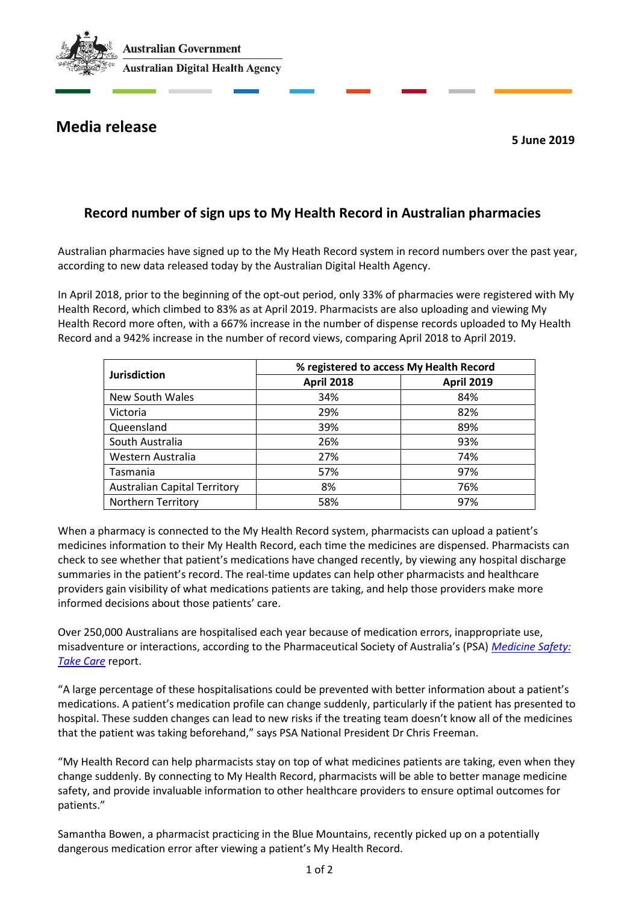Australian Government

Australian Digital Health Agency

# Media release

**5 June 2019**

## Record number of sign ups to My Health Record in Australian pharmacies

Australian pharmacies have signed up to the My Heath Record system in record numbers over the past year, according to new data released today by the Australian Digital Health Agency.

In April 2018, prior to the beginning of the opt-out period, only 33% of pharmacies were registered with My Health Record, which climbed to 83% as at April 2019. Pharmacists are also uploading and viewing My Health Record more often, with a 667% increase in the number of dispense records uploaded to My Health Record and a 942% increase in the number of record views, comparing April 2018 to April 2019.

| Jurisdiction | % registered to access My Health Record | |
|---|---|---|
| | April 2018 | April 2019 |
| New South Wales | 34% | 84% |
| Victoria | 29% | 82% |
| Queensland | 39% | 89% |
| South Australia | 26% | 93% |
| Western Australia | 27% | 74% |
| Tasmania | 57% | 97% |
| Australian Capital Territory | 8% | 76% |
| Northern Territory | 58% | 97% |

When a pharmacy is connected to the My Health Record system, pharmacists can upload a patient's medicines information to their My Health Record, each time the medicines are dispensed. Pharmacists can check to see whether that patient's medications have changed recently, by viewing any hospital discharge summaries in the patient's record. The real-time updates can help other pharmacists and healthcare providers gain visibility of what medications patients are taking, and help those providers make more informed decisions about those patients' care.

Over 250,000 Australians are hospitalised each year because of medication errors, inappropriate use, misadventure or interactions, according to the Pharmaceutical Society of Australia's (PSA) *Medicine Safety: Take Care* report.

"A large percentage of these hospitalisations could be prevented with better information about a patient's medications. A patient's medication profile can change suddenly, particularly if the patient has presented to hospital. These sudden changes can lead to new risks if the treating team doesn't know all of the medicines that the patient was taking beforehand," says PSA National President Dr Chris Freeman.

"My Health Record can help pharmacists stay on top of what medicines patients are taking, even when they change suddenly. By connecting to My Health Record, pharmacists will be able to better manage medicine safety, and provide invaluable information to other healthcare providers to ensure optimal outcomes for patients."

Samantha Bowen, a pharmacist practicing in the Blue Mountains, recently picked up on a potentially dangerous medication error after viewing a patient's My Health Record.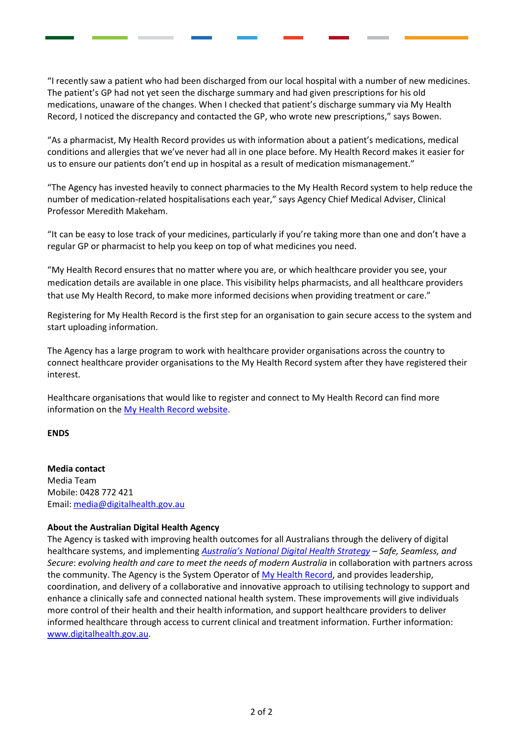"I recently saw a patient who had been discharged from our local hospital with a number of new medicines. The patient's GP had not yet seen the discharge summary and had given prescriptions for his old medications, unaware of the changes. When I checked that patient's discharge summary via My Health Record, I noticed the discrepancy and contacted the GP, who wrote new prescriptions," says Bowen.

"As a pharmacist, My Health Record provides us with information about a patient's medications, medical conditions and allergies that we've never had all in one place before. My Health Record makes it easier for us to ensure our patients don't end up in hospital as a result of medication mismanagement."

"The Agency has invested heavily to connect pharmacies to the My Health Record system to help reduce the number of medication-related hospitalisations each year," says Agency Chief Medical Adviser, Clinical Professor Meredith Makeham.

"It can be easy to lose track of your medicines, particularly if you're taking more than one and don't have a regular GP or pharmacist to help you keep on top of what medicines you need.

"My Health Record ensures that no matter where you are, or which healthcare provider you see, your medication details are available in one place. This visibility helps pharmacists, and all healthcare providers that use My Health Record, to make more informed decisions when providing treatment or care."

Registering for My Health Record is the first step for an organisation to gain secure access to the system and start uploading information.

The Agency has a large program to work with healthcare provider organisations across the country to connect healthcare provider organisations to the My Health Record system after they have registered their interest.

Healthcare organisations that would like to register and connect to My Health Record can find more information on the [My Health Record website](#).

**ENDS**

**Media contact**
Media Team
Mobile: 0428 772 421
Email: [media@digitalhealth.gov.au](mailto:media@digitalhealth.gov.au)

**About the Australian Digital Health Agency**
The Agency is tasked with improving health outcomes for all Australians through the delivery of digital healthcare systems, and implementing *[Australia's National Digital Health Strategy](#) – Safe, Seamless, and Secure*: *evolving health and care to meet the needs of modern Australia* in collaboration with partners across the community. The Agency is the System Operator of [My Health Record](#), and provides leadership, coordination, and delivery of a collaborative and innovative approach to utilising technology to support and enhance a clinically safe and connected national health system. These improvements will give individuals more control of their health and their health information, and support healthcare providers to deliver informed healthcare through access to current clinical and treatment information. Further information: [www.digitalhealth.gov.au](http://www.digitalhealth.gov.au).